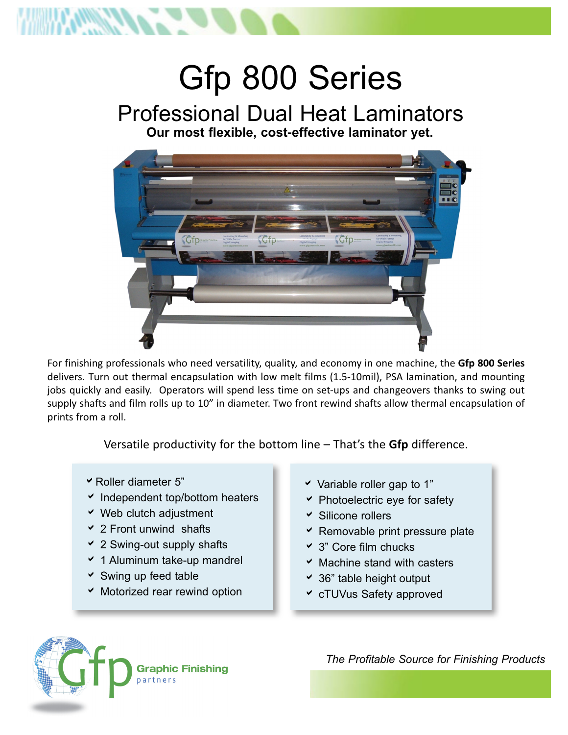# Gfp 800 Series

## Professional Dual Heat Laminators

**Our most flexible, cost-effective laminator yet.**

For finishing professionals who need versatility, quality, and economy in one machine, the **Gfp 800 Series** delivers. Turn out thermal encapsulation with low melt films (1.5-10mil), PSA lamination, and mounting jobs quickly and easily. Operators will spend less time on set-ups and changeovers thanks to swing out supply shafts and film rolls up to 10" in diameter. Two front rewind shafts allow thermal encapsulation of prints from a roll.

Versatile productivity for the bottom line – That's the **Gfp** difference.

- Roller diameter 5"
- Independent top/bottom heaters
- Web clutch adjustment
- 2 Front unwind shafts
- 2 Swing-out supply shafts
- 1 Aluminum take-up mandrel
- Swing up feed table
- Motorized rear rewind option
- Variable roller gap to 1"
- Photoelectric eye for safety
- Silicone rollers
- Removable print pressure plate
- 3" Core film chucks
- Machine stand with casters
- 36" table height output
- cTUVus Safety approved

Gfp Graphic Finishing partners

*The Profitable Source for Finishing Products*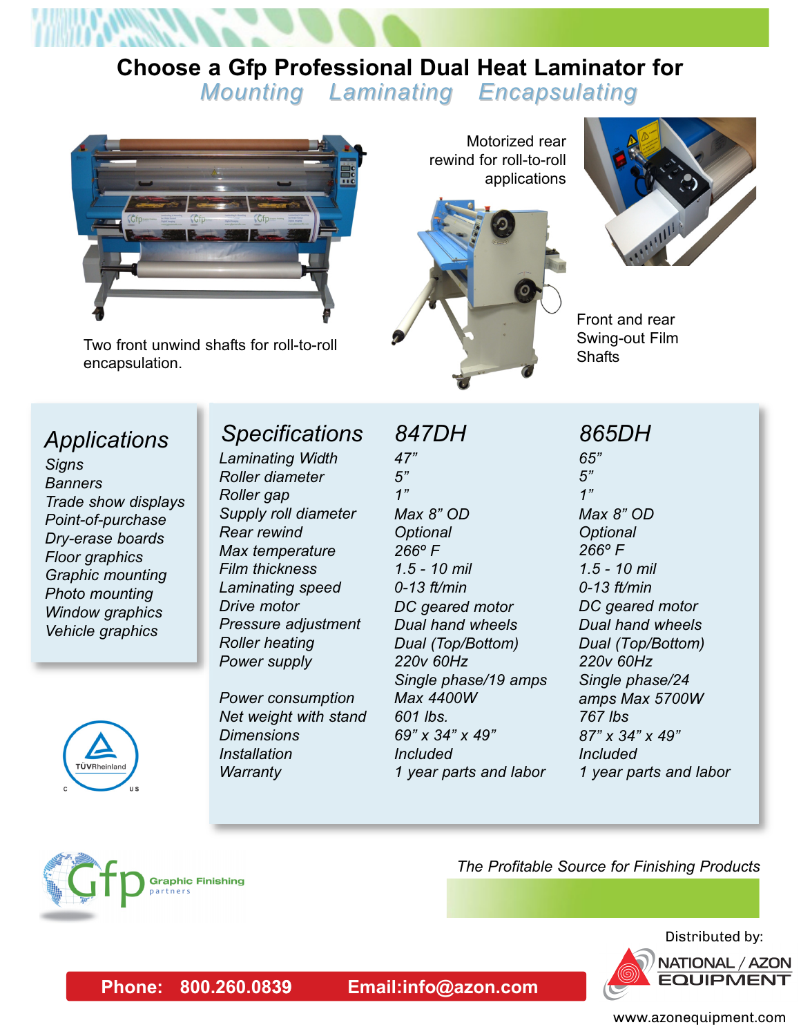# Choose a Gfp Professional Dual Heat Laminator for

## Mounting Laminating Encapsulating

Motorized rear rewind for roll-to-roll applications

Two front unwind shafts for roll-to-roll encapsulation.

Front and rear Swing-out Film Shafts

## Applications

*Signs*
*Banners*
*Trade show displays*
*Point-of-purchase*
*Dry-erase boards*
*Floor graphics*
*Graphic mounting*
*Photo mounting*
*Window graphics*
*Vehicle graphics*

| Specifications | 847DH | 865DH |
|---|---|---|
| Laminating Width | 47” | 65” |
| Roller diameter | 5” | 5” |
| Roller gap | 1” | 1” |
| Supply roll diameter | Max 8” OD | Max 8” OD |
| Rear rewind | Optional | Optional |
| Max temperature | 266º F | 266º F |
| Film thickness | 1.5 - 10 mil | 1.5 - 10 mil |
| Laminating speed | 0-13 ft/min | 0-13 ft/min |
| Drive motor | DC geared motor | DC geared motor |
| Pressure adjustment | Dual hand wheels | Dual hand wheels |
| Roller heating | Dual (Top/Bottom) | Dual (Top/Bottom) |
| Power supply | 220v 60Hz Single phase/19 amps | 220v 60Hz Single phase/24 amps |
| Power consumption | Max 4400W | Max 5700W |
| Net weight with stand | 601 lbs. | 767 lbs |
| Dimensions | 69” x 34” x 49” | 87” x 34” x 49” |
| Installation | Included | Included |
| Warranty | 1 year parts and labor | 1 year parts and labor |

TÜVRheinland C US

Gfp Graphic Finishing partners

*The Profitable Source for Finishing Products*

Distributed by:

NATIONAL / AZON EQUIPMENT

**Phone: 800.260.0839 Email:info@azon.com**

www.azonequipment.com